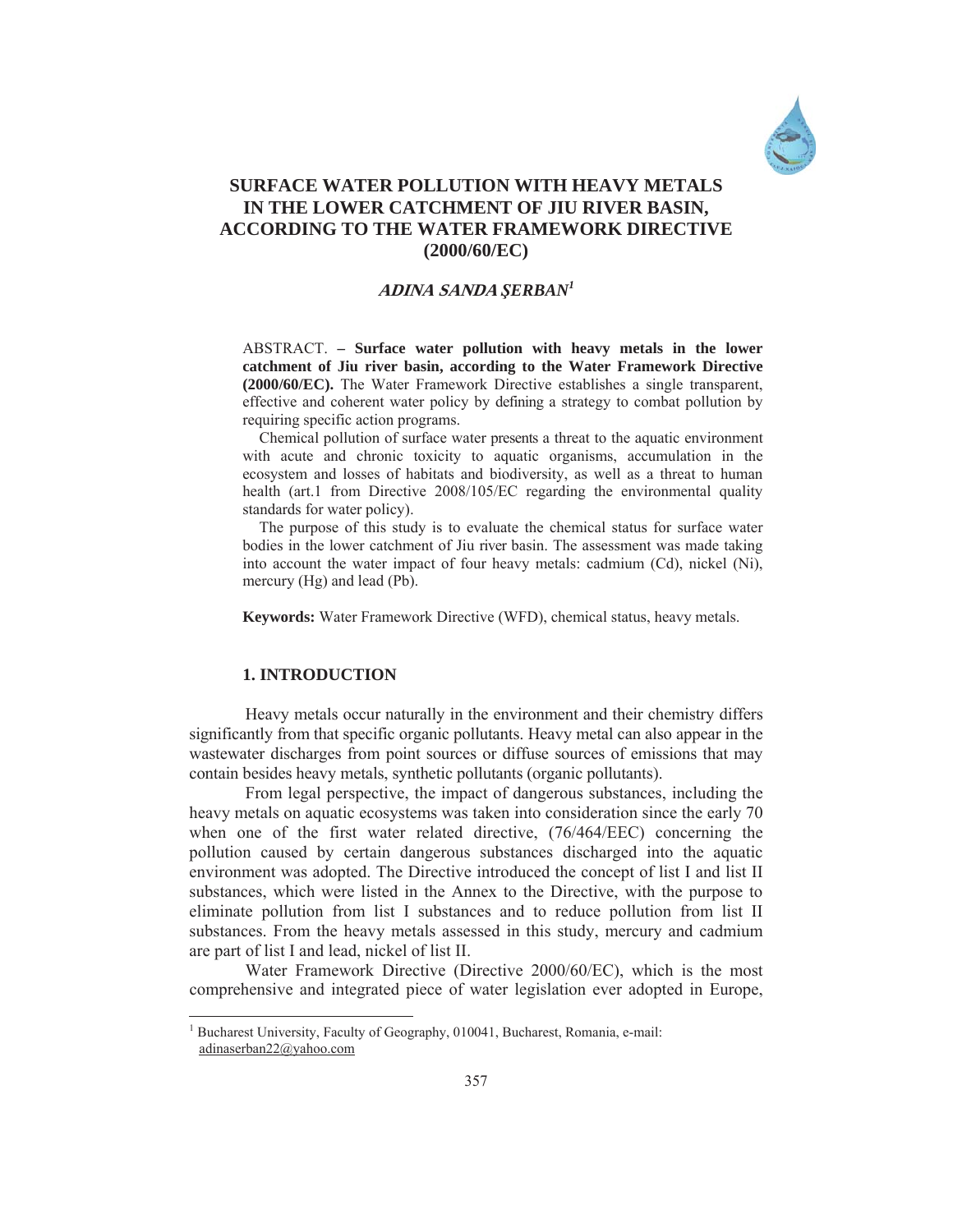# SURFACE WATER POLLUTION WITH HEAVY METALS IN THE LOWER CATCHMENT OF JIU RIVER BASIN, ACCORDING TO THE WATER FRAMEWORK DIRECTIVE (2000/60/EC)

***ADINA SANDA ŞERBAN***[1]

ABSTRACT. **– Surface water pollution with heavy metals in the lower catchment of Jiu river basin, according to the Water Framework Directive (2000/60/EC).** The Water Framework Directive establishes a single transparent, effective and coherent water policy by defining a strategy to combat pollution by requiring specific action programs.

Chemical pollution of surface water presents a threat to the aquatic environment with acute and chronic toxicity to aquatic organisms, accumulation in the ecosystem and losses of habitats and biodiversity, as well as a threat to human health (art.1 from Directive 2008/105/EC regarding the environmental quality standards for water policy).

The purpose of this study is to evaluate the chemical status for surface water bodies in the lower catchment of Jiu river basin. The assessment was made taking into account the water impact of four heavy metals: cadmium (Cd), nickel (Ni), mercury (Hg) and lead (Pb).

**Keywords:** Water Framework Directive (WFD), chemical status, heavy metals.

## 1. INTRODUCTION

Heavy metals occur naturally in the environment and their chemistry differs significantly from that specific organic pollutants. Heavy metal can also appear in the wastewater discharges from point sources or diffuse sources of emissions that may contain besides heavy metals, synthetic pollutants (organic pollutants).

From legal perspective, the impact of dangerous substances, including the heavy metals on aquatic ecosystems was taken into consideration since the early 70 when one of the first water related directive, (76/464/EEC) concerning the pollution caused by certain dangerous substances discharged into the aquatic environment was adopted. The Directive introduced the concept of list I and list II substances, which were listed in the Annex to the Directive, with the purpose to eliminate pollution from list I substances and to reduce pollution from list II substances. From the heavy metals assessed in this study, mercury and cadmium are part of list I and lead, nickel of list II.

Water Framework Directive (Directive 2000/60/EC), which is the most comprehensive and integrated piece of water legislation ever adopted in Europe,

[1] Bucharest University, Faculty of Geography, 010041, Bucharest, Romania, e-mail: adinaserban22@yahoo.com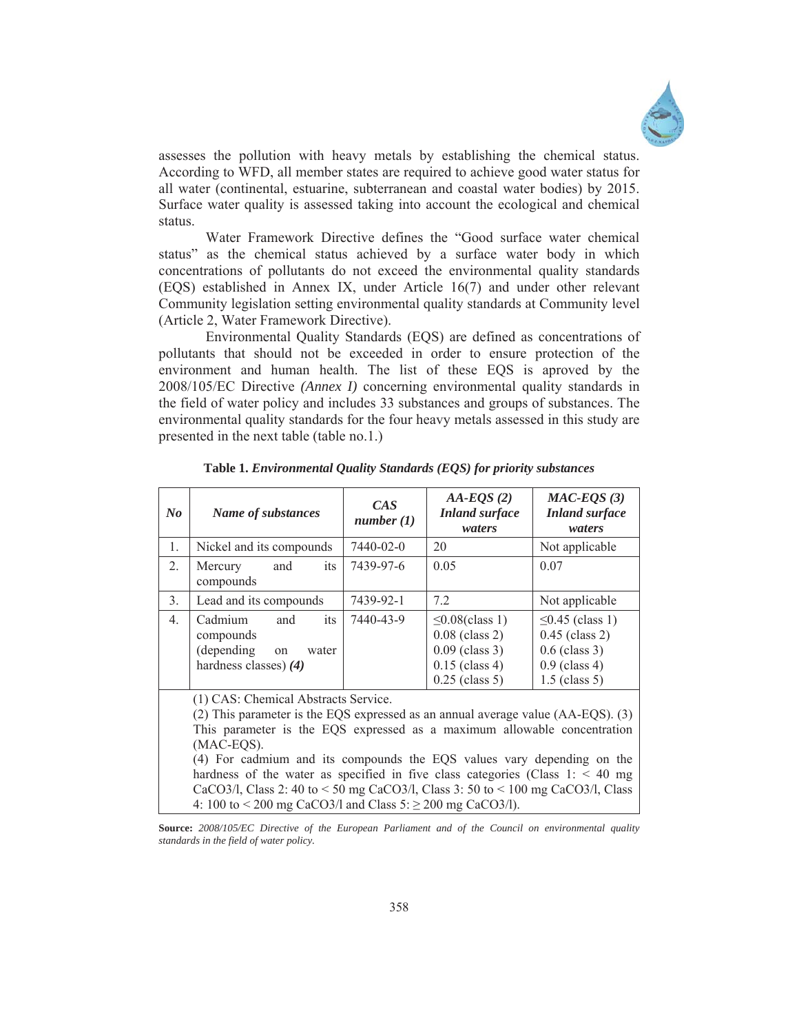assesses the pollution with heavy metals by establishing the chemical status. According to WFD, all member states are required to achieve good water status for all water (continental, estuarine, subterranean and coastal water bodies) by 2015. Surface water quality is assessed taking into account the ecological and chemical status.

Water Framework Directive defines the "Good surface water chemical status" as the chemical status achieved by a surface water body in which concentrations of pollutants do not exceed the environmental quality standards (EQS) established in Annex IX, under Article 16(7) and under other relevant Community legislation setting environmental quality standards at Community level (Article 2, Water Framework Directive).

Environmental Quality Standards (EQS) are defined as concentrations of pollutants that should not be exceeded in order to ensure protection of the environment and human health. The list of these EQS is aproved by the 2008/105/EC Directive *(Annex I)* concerning environmental quality standards in the field of water policy and includes 33 substances and groups of substances. The environmental quality standards for the four heavy metals assessed in this study are presented in the next table (table no.1.)

**Table 1.** ***Environmental Quality Standards (EQS) for priority substances***

| *No* | *Name of substances* | *CAS number (1)* | *AA-EQS (2) Inland surface waters* | *MAC-EQS (3) Inland surface waters* |
|---|---|---|---|---|
| 1. | Nickel and its compounds | 7440-02-0 | 20 | Not applicable |
| 2. | Mercury and its compounds | 7439-97-6 | 0.05 | 0.07 |
| 3. | Lead and its compounds | 7439-92-1 | 7.2 | Not applicable |
| 4. | Cadmium and its compounds (depending on water hardness classes) ***(4)*** | 7440-43-9 | ≤0.08(class 1)<br>0.08 (class 2)<br>0.09 (class 3)<br>0.15 (class 4)<br>0.25 (class 5) | ≤0.45 (class 1)<br>0.45 (class 2)<br>0.6 (class 3)<br>0.9 (class 4)<br>1.5 (class 5) |

(1) CAS: Chemical Abstracts Service.
(2) This parameter is the EQS expressed as an annual average value (AA-EQS). (3) This parameter is the EQS expressed as a maximum allowable concentration (MAC-EQS).
(4) For cadmium and its compounds the EQS values vary depending on the hardness of the water as specified in five class categories (Class 1: < 40 mg $CaCO_3$/l, Class 2: 40 to < 50 mg $CaCO_3$/l, Class 3: 50 to < 100 mg $CaCO_3$/l, Class 4: 100 to < 200 mg $CaCO_3$/l and Class 5: ≥ 200 mg $CaCO_3$/l).

**Source:** *2008/105/EC Directive of the European Parliament and of the Council on environmental quality standards in the field of water policy.*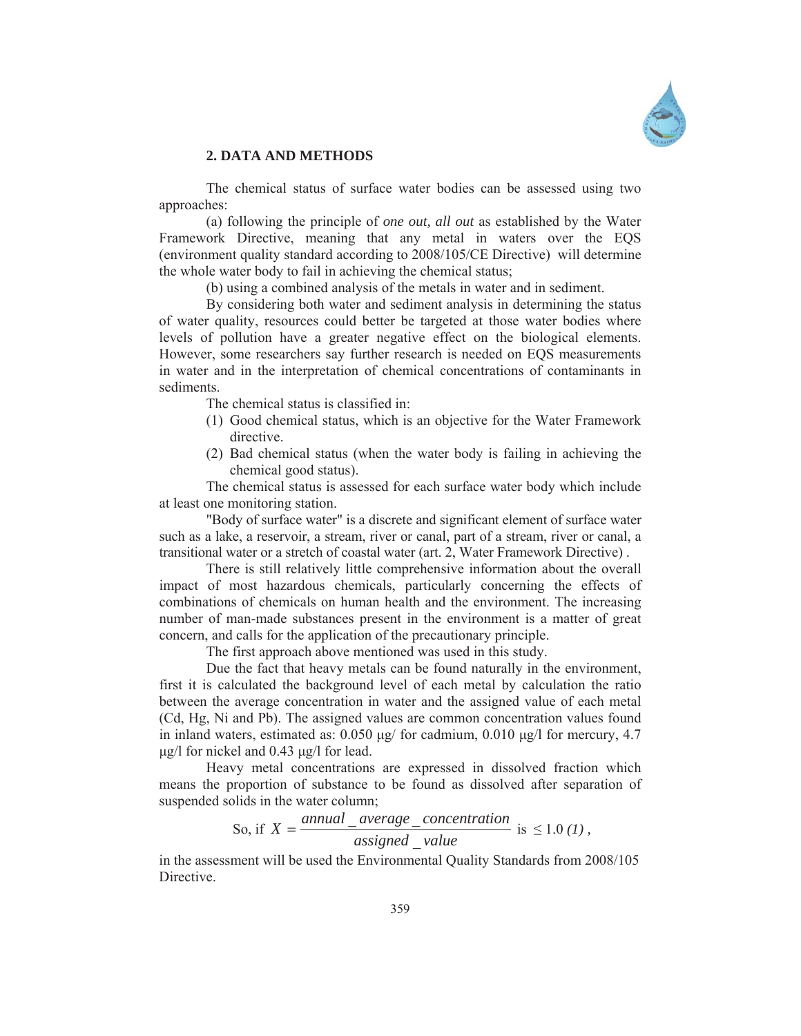## 2. DATA AND METHODS

The chemical status of surface water bodies can be assessed using two approaches:

(a) following the principle of *one out, all out* as established by the Water Framework Directive, meaning that any metal in waters over the EQS (environment quality standard according to 2008/105/CE Directive) will determine the whole water body to fail in achieving the chemical status;

(b) using a combined analysis of the metals in water and in sediment.

By considering both water and sediment analysis in determining the status of water quality, resources could better be targeted at those water bodies where levels of pollution have a greater negative effect on the biological elements. However, some researchers say further research is needed on EQS measurements in water and in the interpretation of chemical concentrations of contaminants in sediments.

The chemical status is classified in:

(1) Good chemical status, which is an objective for the Water Framework directive.
(2) Bad chemical status (when the water body is failing in achieving the chemical good status).

The chemical status is assessed for each surface water body which include at least one monitoring station.

"Body of surface water" is a discrete and significant element of surface water such as a lake, a reservoir, a stream, river or canal, part of a stream, river or canal, a transitional water or a stretch of coastal water (art. 2, Water Framework Directive) .

There is still relatively little comprehensive information about the overall impact of most hazardous chemicals, particularly concerning the effects of combinations of chemicals on human health and the environment. The increasing number of man-made substances present in the environment is a matter of great concern, and calls for the application of the precautionary principle.

The first approach above mentioned was used in this study.

Due the fact that heavy metals can be found naturally in the environment, first it is calculated the background level of each metal by calculation the ratio between the average concentration in water and the assigned value of each metal (Cd, Hg, Ni and Pb). The assigned values are common concentration values found in inland waters, estimated as: 0.050 μg/ for cadmium, 0.010 μg/l for mercury, 4.7 μg/l for nickel and 0.43 μg/l for lead.

Heavy metal concentrations are expressed in dissolved fraction which means the proportion of substance to be found as dissolved after separation of suspended solids in the water column;

So, if $X = \dfrac{annual\_average\_concentration}{assigned\_value}$ is $\leq 1.0$ *(1)*,

in the assessment will be used the Environmental Quality Standards from 2008/105 Directive.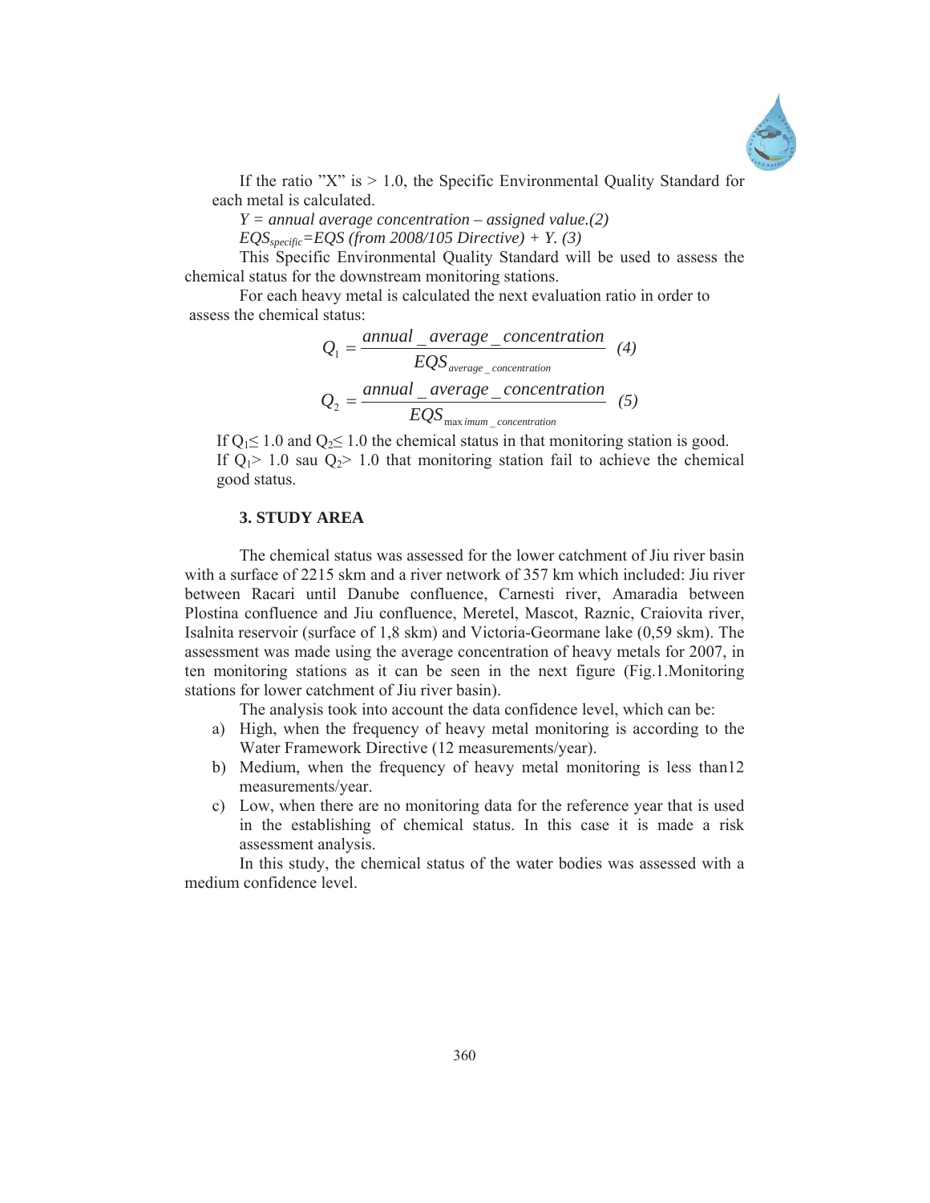If the ratio ”X” is > 1.0, the Specific Environmental Quality Standard for each metal is calculated.

*Y = annual average concentration – assigned value.(2)*

$EQS_{specific}$*=EQS (from 2008/105 Directive) + Y. (3)*

This Specific Environmental Quality Standard will be used to assess the chemical status for the downstream monitoring stations.

For each heavy metal is calculated the next evaluation ratio in order to assess the chemical status:

$$Q_1 = \frac{annual\_average\_concentration}{EQS_{average\_concentration}} \quad (4)$$

$$Q_2 = \frac{annual\_average\_concentration}{EQS_{\max imum\_concentration}} \quad (5)$$

If $Q_1 \leq 1.0$ and $Q_2 \leq 1.0$ the chemical status in that monitoring station is good.

If $Q_1 > 1.0$ sau $Q_2 > 1.0$ that monitoring station fail to achieve the chemical good status.

### 3. STUDY AREA

The chemical status was assessed for the lower catchment of Jiu river basin with a surface of 2215 skm and a river network of 357 km which included: Jiu river between Racari until Danube confluence, Carnesti river, Amaradia between Plostina confluence and Jiu confluence, Meretel, Mascot, Raznic, Craiovita river, Isalnita reservoir (surface of 1,8 skm) and Victoria-Geormane lake (0,59 skm). The assessment was made using the average concentration of heavy metals for 2007, in ten monitoring stations as it can be seen in the next figure (Fig.1.Monitoring stations for lower catchment of Jiu river basin).

The analysis took into account the data confidence level, which can be:

a) High, when the frequency of heavy metal monitoring is according to the Water Framework Directive (12 measurements/year).
b) Medium, when the frequency of heavy metal monitoring is less than12 measurements/year.
c) Low, when there are no monitoring data for the reference year that is used in the establishing of chemical status. In this case it is made a risk assessment analysis.

In this study, the chemical status of the water bodies was assessed with a medium confidence level.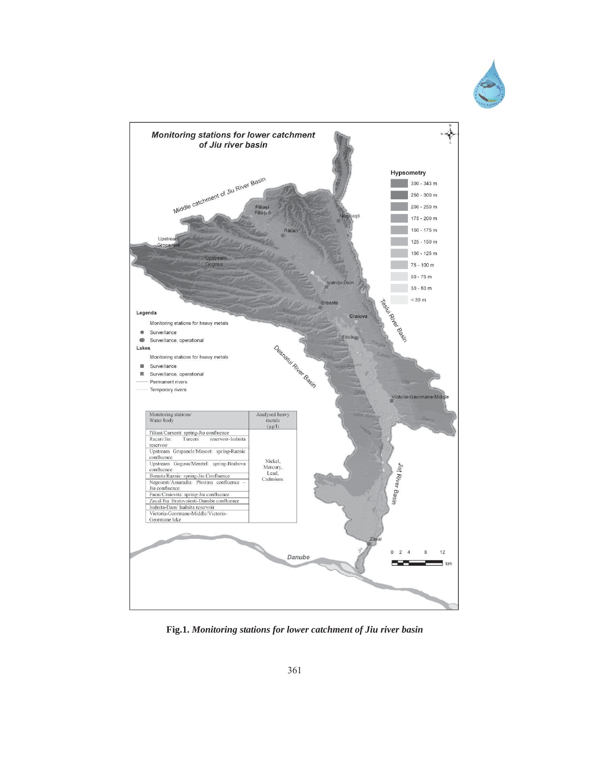| Monitoring stations/ Water body | Analysed heavy metals (µg/l) |
|---|---|
| Filiasi/Carnesti: spring-Jiu confluence | Nickel, Mercury, Lead, Cadmium. |
| Racari/Jiu: Turceni reservoir-Isalnita reservoir | |
| Upstream Gropanele/Mascot: spring-Raznic confluence | |
| Upstream Gogosu/Meretel: spring-Brabova confluence | |
| Breasta/Raznic: spring-Jiu Confluence | |
| Negoiesti/Amaradia: Plostina confluence – Jiu confluence | |
| Facai/Craiovita: spring-Jiu confluence | |
| Zaval/Jiu: Bratovoiesti-Danube confluence | |
| Isalnita-Dam/ Isalnita reservoir | |
| Victoria-Geormane-Middle/Victoria-Geormane lake | |

**Fig.1.** *Monitoring stations for lower catchment of Jiu river basin*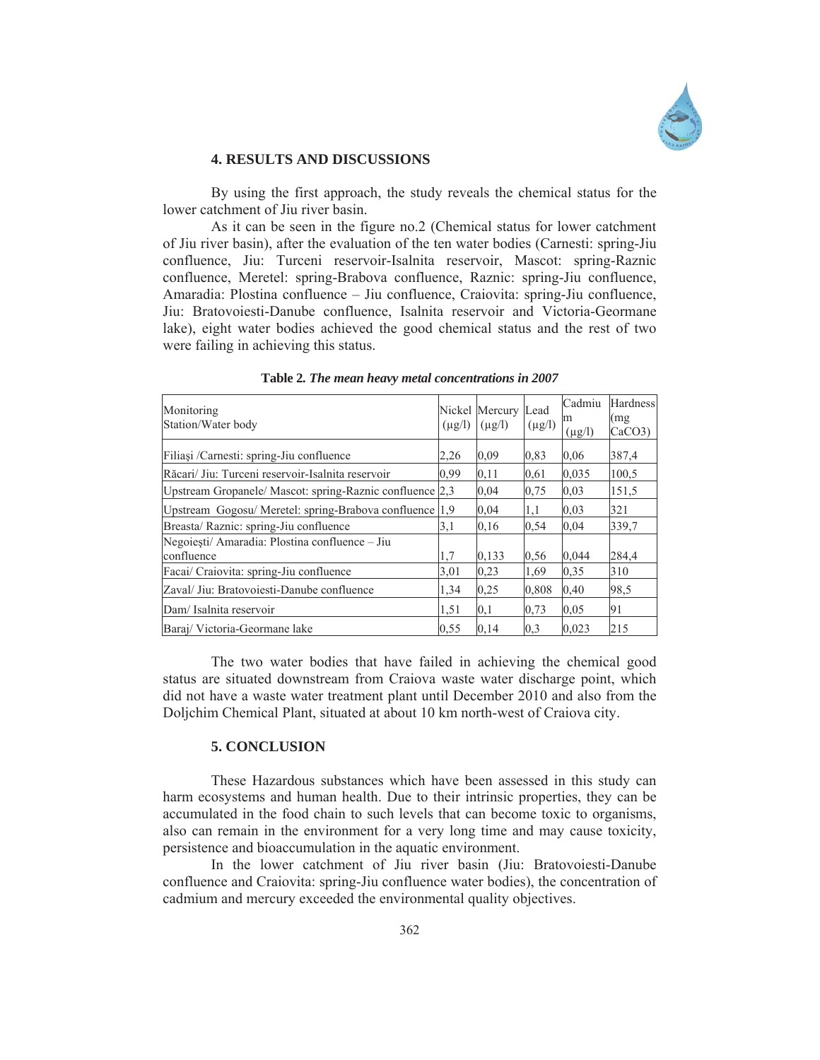## 4. RESULTS AND DISCUSSIONS

By using the first approach, the study reveals the chemical status for the lower catchment of Jiu river basin.

As it can be seen in the figure no.2 (Chemical status for lower catchment of Jiu river basin), after the evaluation of the ten water bodies (Carnesti: spring-Jiu confluence, Jiu: Turceni reservoir-Isalnita reservoir, Mascot: spring-Raznic confluence, Meretel: spring-Brabova confluence, Raznic: spring-Jiu confluence, Amaradia: Plostina confluence – Jiu confluence, Craiovita: spring-Jiu confluence, Jiu: Bratovoiesti-Danube confluence, Isalnita reservoir and Victoria-Geormane lake), eight water bodies achieved the good chemical status and the rest of two were failing in achieving this status.

**Table 2.** ***The mean heavy metal concentrations in 2007***

| Monitoring Station/Water body | Nickel (μg/l) | Mercury (μg/l) | Lead (μg/l) | Cadmium (μg/l) | Hardness (mg $CaCO_3$) |
|---|---|---|---|---|---|
| Filiaşi /Carnesti: spring-Jiu confluence | 2,26 | 0,09 | 0,83 | 0,06 | 387,4 |
| Răcari/ Jiu: Turceni reservoir-Isalnita reservoir | 0,99 | 0,11 | 0,61 | 0,035 | 100,5 |
| Upstream Gropanele/ Mascot: spring-Raznic confluence | 2,3 | 0,04 | 0,75 | 0,03 | 151,5 |
| Upstream Gogosu/ Meretel: spring-Brabova confluence | 1,9 | 0,04 | 1,1 | 0,03 | 321 |
| Breasta/ Raznic: spring-Jiu confluence | 3,1 | 0,16 | 0,54 | 0,04 | 339,7 |
| Negoieşti/ Amaradia: Plostina confluence – Jiu confluence | 1,7 | 0,133 | 0,56 | 0,044 | 284,4 |
| Facai/ Craiovita: spring-Jiu confluence | 3,01 | 0,23 | 1,69 | 0,35 | 310 |
| Zaval/ Jiu: Bratovoiesti-Danube confluence | 1,34 | 0,25 | 0,808 | 0,40 | 98,5 |
| Dam/ Isalnita reservoir | 1,51 | 0,1 | 0,73 | 0,05 | 91 |
| Baraj/ Victoria-Geormane lake | 0,55 | 0,14 | 0,3 | 0,023 | 215 |

The two water bodies that have failed in achieving the chemical good status are situated downstream from Craiova waste water discharge point, which did not have a waste water treatment plant until December 2010 and also from the Doljchim Chemical Plant, situated at about 10 km north-west of Craiova city.

## 5. CONCLUSION

These Hazardous substances which have been assessed in this study can harm ecosystems and human health. Due to their intrinsic properties, they can be accumulated in the food chain to such levels that can become toxic to organisms, also can remain in the environment for a very long time and may cause toxicity, persistence and bioaccumulation in the aquatic environment.

In the lower catchment of Jiu river basin (Jiu: Bratovoiesti-Danube confluence and Craiovita: spring-Jiu confluence water bodies), the concentration of cadmium and mercury exceeded the environmental quality objectives.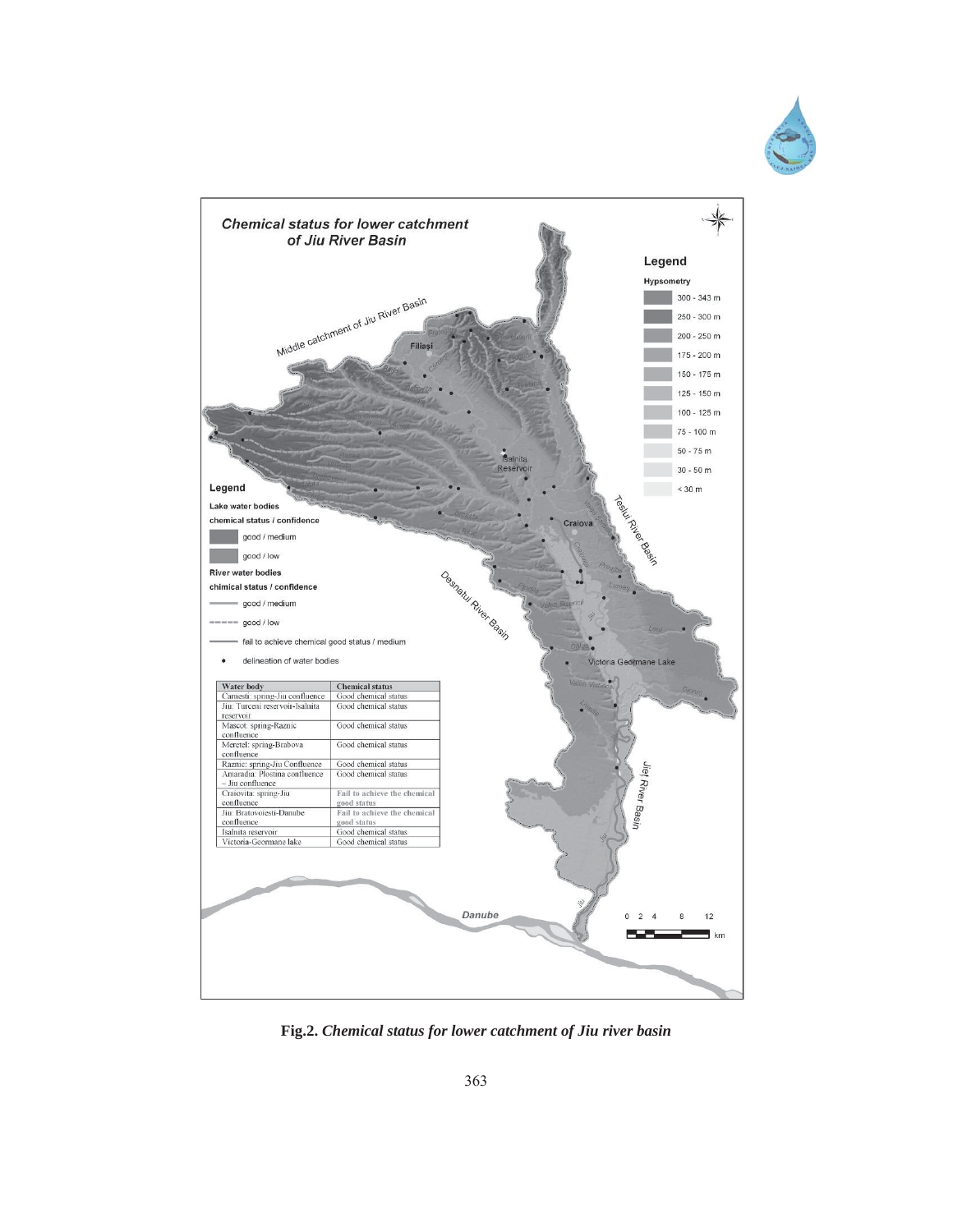**Chemical status for lower catchment of Jiu River Basin**

| Water body | Chemical status |
|---|---|
| Camesti: spring-Jiu confluence | Good chemical status |
| Jiu: Turceni reservoir-Isalnita reservoir | Good chemical status |
| Mascot: spring-Raznic confluence | Good chemical status |
| Meretel: spring-Brabova confluence | Good chemical status |
| Raznic: spring-Jiu Confluence | Good chemical status |
| Amaradia: Plostina confluence – Jiu confluence | Good chemical status |
| Craiovita: spring-Jiu confluence | Fail to achieve the chemical good status |
| Jiu: Bratovoiesti-Danube confluence | Fail to achieve the chemical good status |
| Isalnita reservoir | Good chemical status |
| Victoria-Geormane lake | Good chemical status |

**Fig.2.** ***Chemical status for lower catchment of Jiu river basin***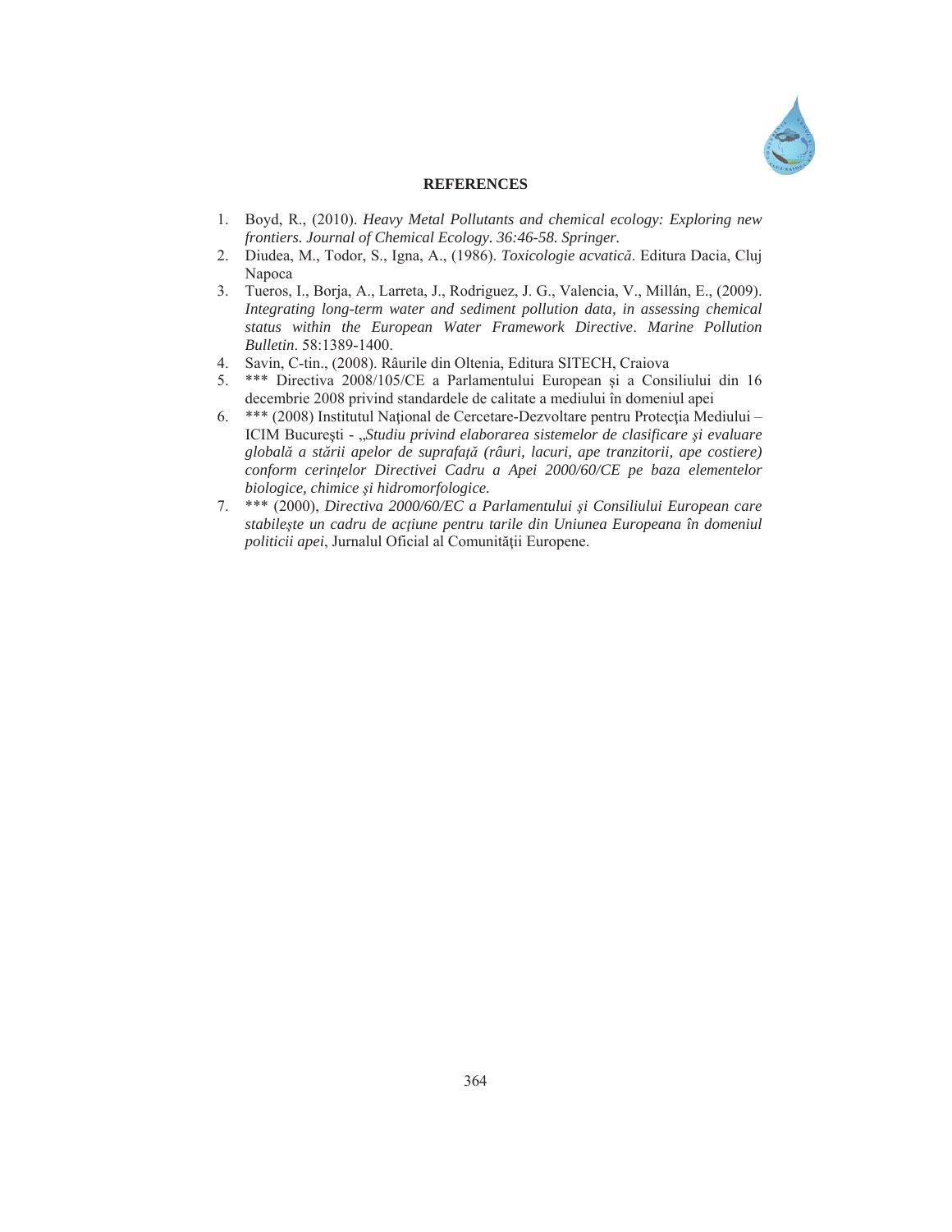**REFERENCES**

1. Boyd, R., (2010). *Heavy Metal Pollutants and chemical ecology: Exploring new frontiers. Journal of Chemical Ecology. 36:46-58. Springer.*
2. Diudea, M., Todor, S., Igna, A., (1986). *Toxicologie acvatică*. Editura Dacia, Cluj Napoca
3. Tueros, I., Borja, A., Larreta, J., Rodriguez, J. G., Valencia, V., Millán, E., (2009). *Integrating long-term water and sediment pollution data, in assessing chemical status within the European Water Framework Directive*. *Marine Pollution Bulletin*. 58:1389-1400.
4. Savin, C-tin., (2008). Râurile din Oltenia, Editura SITECH, Craiova
5. *** Directiva 2008/105/CE a Parlamentului European și a Consiliului din 16 decembrie 2008 privind standardele de calitate a mediului în domeniul apei
6. *** (2008) Institutul Naţional de Cercetare-Dezvoltare pentru Protecţia Mediului – ICIM Bucureşti - „*Studiu privind elaborarea sistemelor de clasificare şi evaluare globală a stării apelor de suprafaţă (râuri, lacuri, ape tranzitorii, ape costiere) conform cerinţelor Directivei Cadru a Apei 2000/60/CE pe baza elementelor biologice, chimice şi hidromorfologice.*
7. *** (2000), *Directiva 2000/60/EC a Parlamentului şi Consiliului European care stabileşte un cadru de acţiune pentru tarile din Uniunea Europeana în domeniul politicii apei*, Jurnalul Oficial al Comunităţii Europene.